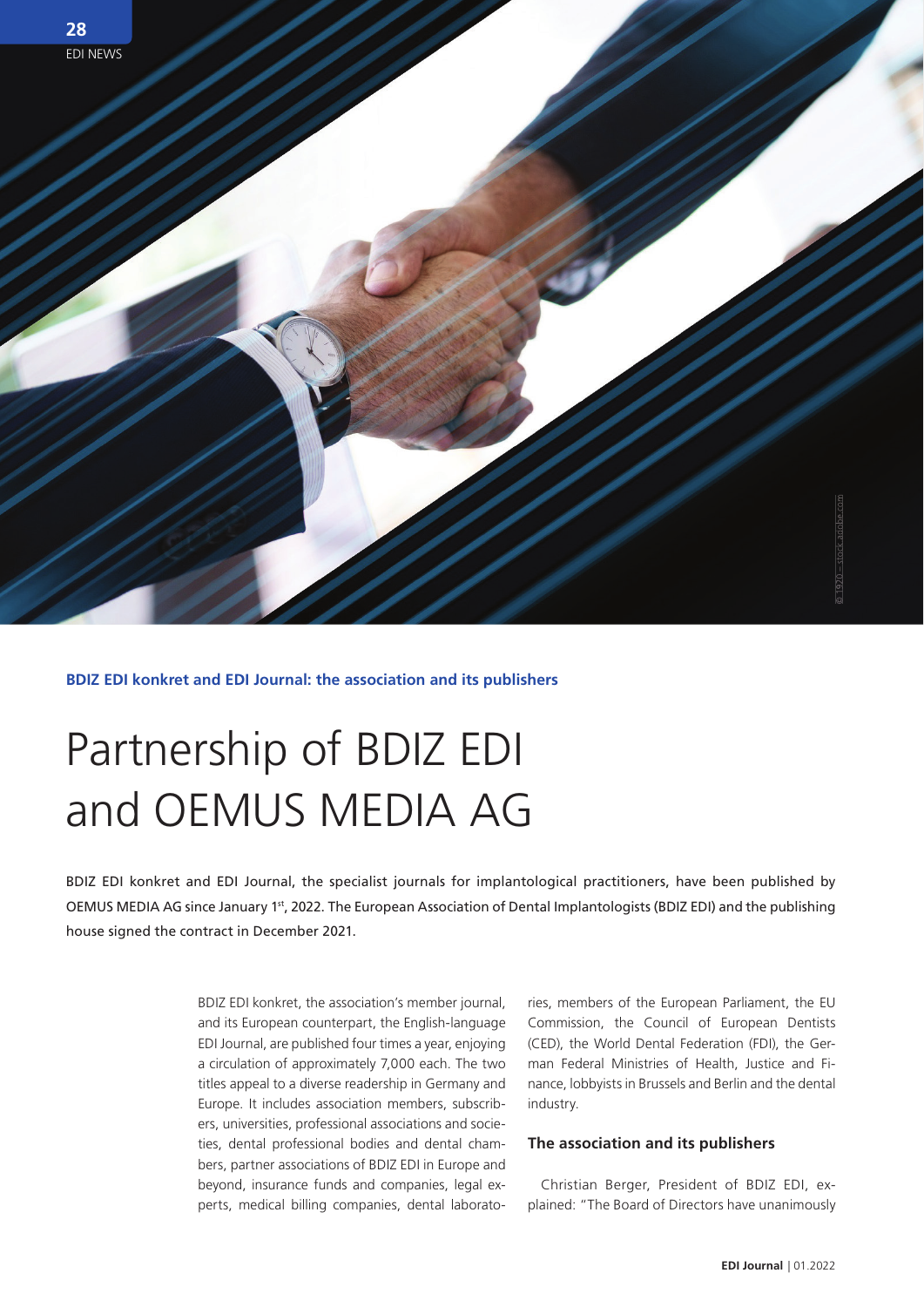**BDIZ EDI konkret and EDI Journal: the association and its publishers**

# Partnership of BDIZ EDI and OEMUS MEDIA AG

BDIZ EDI konkret and EDI Journal, the specialist journals for implantological practitioners, have been published by OEMUS MEDIA AG since January 1st, 2022. The European Association of Dental Implantologists (BDIZ EDI) and the publishing house signed the contract in December 2021.

BDIZ EDI konkret, the association's member journal, and its European counterpart, the English-language EDI Journal, are published four times a year, enjoying a circulation of approximately 7,000 each. The two titles appeal to a diverse readership in Germany and Europe. It includes association members, subscribers, universities, professional associations and societies, dental professional bodies and dental chambers, partner associations of BDIZ EDI in Europe and beyond, insurance funds and companies, legal experts, medical billing companies, dental laboratories, members of the European Parliament, the EU Commission, the Council of European Dentists (CED), the World Dental Federation (FDI), the German Federal Ministries of Health, Justice and Finance, lobbyists in Brussels and Berlin and the dental industry.

## The association and its publishers

Christian Berger, President of BDIZ EDI, explained: "The Board of Directors have unanimously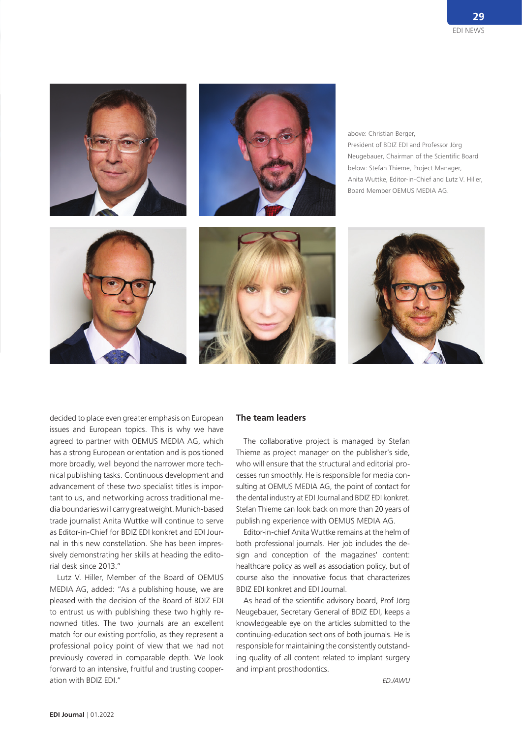above: Christian Berger, President of BDIZ EDI and Professor Jörg Neugebauer, Chairman of the Scientific Board below: Stefan Thieme, Project Manager, Anita Wuttke, Editor-in-Chief and Lutz V. Hiller, Board Member OEMUS MEDIA AG.

decided to place even greater emphasis on European issues and European topics. This is why we have agreed to partner with OEMUS MEDIA AG, which has a strong European orientation and is positioned more broadly, well beyond the narrower more technical publishing tasks. Continuous development and advancement of these two specialist titles is important to us, and networking across traditional media boundaries will carry great weight. Munich-based trade journalist Anita Wuttke will continue to serve as Editor-in-Chief for BDIZ EDI konkret and EDI Journal in this new constellation. She has been impressively demonstrating her skills at heading the editorial desk since 2013."

Lutz V. Hiller, Member of the Board of OEMUS MEDIA AG, added: "As a publishing house, we are pleased with the decision of the Board of BDIZ EDI to entrust us with publishing these two highly renowned titles. The two journals are an excellent match for our existing portfolio, as they represent a professional policy point of view that we had not previously covered in comparable depth. We look forward to an intensive, fruitful and trusting cooperation with BDIZ EDI."

## The team leaders

The collaborative project is managed by Stefan Thieme as project manager on the publisher's side, who will ensure that the structural and editorial processes run smoothly. He is responsible for media consulting at OEMUS MEDIA AG, the point of contact for the dental industry at EDI Journal and BDIZ EDI konkret. Stefan Thieme can look back on more than 20 years of publishing experience with OEMUS MEDIA AG.

Editor-in-chief Anita Wuttke remains at the helm of both professional journals. Her job includes the design and conception of the magazines' content: healthcare policy as well as association policy, but of course also the innovative focus that characterizes BDIZ EDI konkret and EDI Journal.

As head of the scientific advisory board, Prof Jörg Neugebauer, Secretary General of BDIZ EDI, keeps a knowledgeable eye on the articles submitted to the continuing-education sections of both journals. He is responsible for maintaining the consistently outstanding quality of all content related to implant surgery and implant prosthodontics.

*ED./AWU*